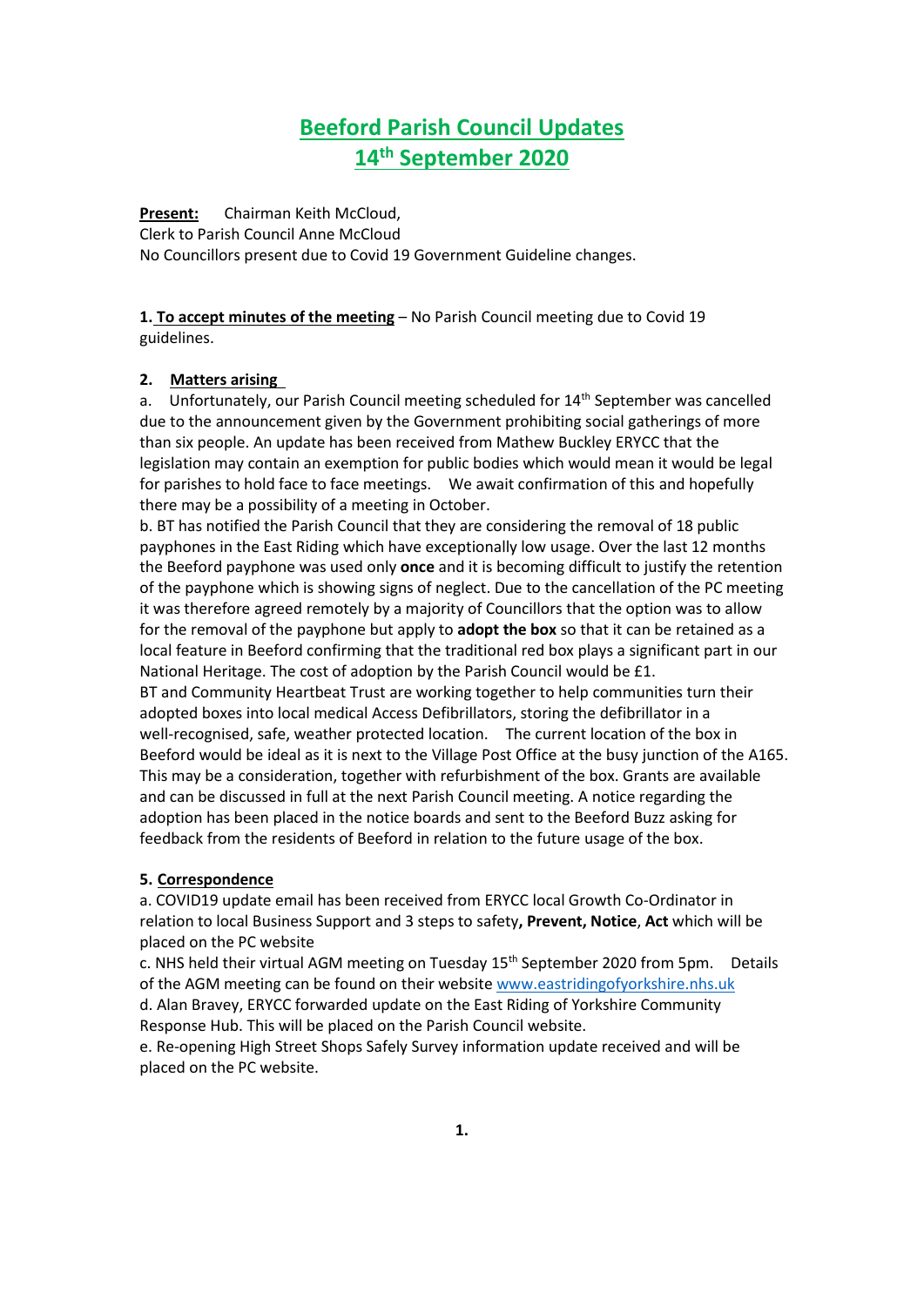# Beeford Parish Council Updates
# 14th September 2020

**Present:** Chairman Keith McCloud,
Clerk to Parish Council Anne McCloud
No Councillors present due to Covid 19 Government Guideline changes.

**1. To accept minutes of the meeting** – No Parish Council meeting due to Covid 19 guidelines.

**2. Matters arising**

a. Unfortunately, our Parish Council meeting scheduled for 14th September was cancelled due to the announcement given by the Government prohibiting social gatherings of more than six people. An update has been received from Mathew Buckley ERYCC that the legislation may contain an exemption for public bodies which would mean it would be legal for parishes to hold face to face meetings. We await confirmation of this and hopefully there may be a possibility of a meeting in October.

b. BT has notified the Parish Council that they are considering the removal of 18 public payphones in the East Riding which have exceptionally low usage. Over the last 12 months the Beeford payphone was used only **once** and it is becoming difficult to justify the retention of the payphone which is showing signs of neglect. Due to the cancellation of the PC meeting it was therefore agreed remotely by a majority of Councillors that the option was to allow for the removal of the payphone but apply to **adopt the box** so that it can be retained as a local feature in Beeford confirming that the traditional red box plays a significant part in our National Heritage. The cost of adoption by the Parish Council would be £1.

BT and Community Heartbeat Trust are working together to help communities turn their adopted boxes into local medical Access Defibrillators, storing the defibrillator in a well-recognised, safe, weather protected location. The current location of the box in Beeford would be ideal as it is next to the Village Post Office at the busy junction of the A165. This may be a consideration, together with refurbishment of the box. Grants are available and can be discussed in full at the next Parish Council meeting. A notice regarding the adoption has been placed in the notice boards and sent to the Beeford Buzz asking for feedback from the residents of Beeford in relation to the future usage of the box.

**5. Correspondence**

a. COVID19 update email has been received from ERYCC local Growth Co-Ordinator in relation to local Business Support and 3 steps to safety**, Prevent, Notice**, **Act** which will be placed on the PC website

c. NHS held their virtual AGM meeting on Tuesday 15th September 2020 from 5pm. Details of the AGM meeting can be found on their website www.eastridingofyorkshire.nhs.uk

d. Alan Bravey, ERYCC forwarded update on the East Riding of Yorkshire Community Response Hub. This will be placed on the Parish Council website.

e. Re-opening High Street Shops Safely Survey information update received and will be placed on the PC website.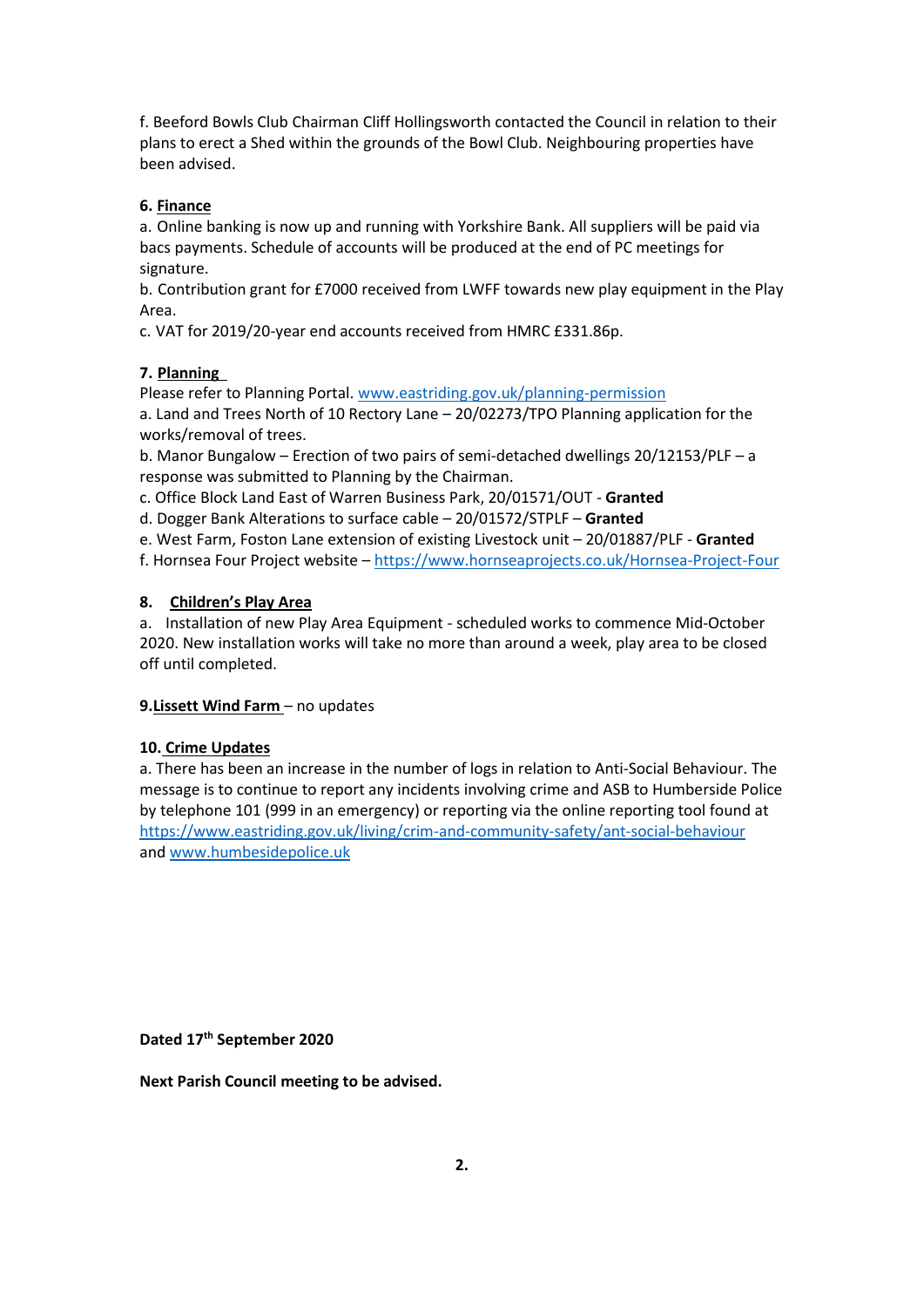f. Beeford Bowls Club Chairman Cliff Hollingsworth contacted the Council in relation to their plans to erect a Shed within the grounds of the Bowl Club. Neighbouring properties have been advised.

**6. Finance**

a. Online banking is now up and running with Yorkshire Bank. All suppliers will be paid via bacs payments. Schedule of accounts will be produced at the end of PC meetings for signature.

b. Contribution grant for £7000 received from LWFF towards new play equipment in the Play Area.

c. VAT for 2019/20-year end accounts received from HMRC £331.86p.

**7. Planning**

Please refer to Planning Portal. www.eastriding.gov.uk/planning-permission

a. Land and Trees North of 10 Rectory Lane – 20/02273/TPO Planning application for the works/removal of trees.

b. Manor Bungalow – Erection of two pairs of semi-detached dwellings 20/12153/PLF – a response was submitted to Planning by the Chairman.

c. Office Block Land East of Warren Business Park, 20/01571/OUT - **Granted**

d. Dogger Bank Alterations to surface cable – 20/01572/STPLF – **Granted**

e. West Farm, Foston Lane extension of existing Livestock unit – 20/01887/PLF - **Granted**

f. Hornsea Four Project website – https://www.hornseaprojects.co.uk/Hornsea-Project-Four

**8. Children's Play Area**

a. Installation of new Play Area Equipment - scheduled works to commence Mid-October 2020. New installation works will take no more than around a week, play area to be closed off until completed.

**9. Lissett Wind Farm** – no updates

**10. Crime Updates**

a. There has been an increase in the number of logs in relation to Anti-Social Behaviour. The message is to continue to report any incidents involving crime and ASB to Humberside Police by telephone 101 (999 in an emergency) or reporting via the online reporting tool found at https://www.eastriding.gov.uk/living/crim-and-community-safety/ant-social-behaviour and www.humbesidepolice.uk

**Dated 17th September 2020**

**Next Parish Council meeting to be advised.**